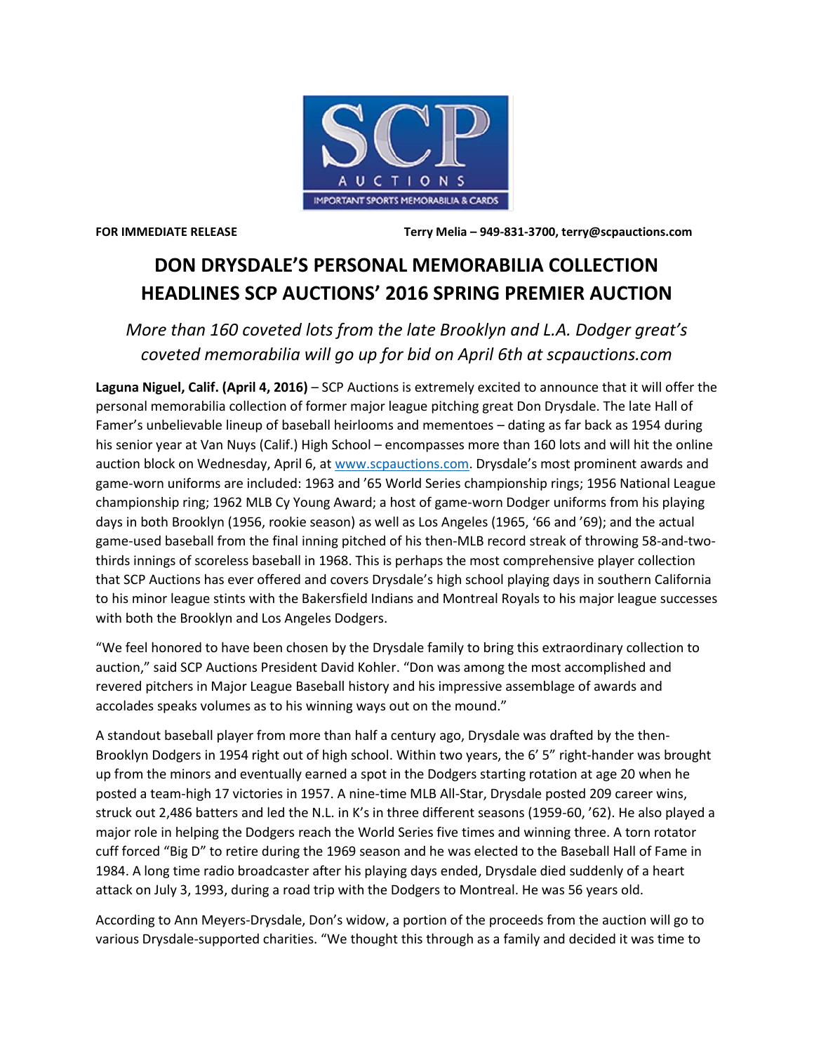**FOR IMMEDIATE RELEASE** **Terry Melia – 949-831-3700, terry@scpauctions.com**

# DON DRYSDALE'S PERSONAL MEMORABILIA COLLECTION HEADLINES SCP AUCTIONS' 2016 SPRING PREMIER AUCTION

*More than 160 coveted lots from the late Brooklyn and L.A. Dodger great's coveted memorabilia will go up for bid on April 6th at scpauctions.com*

**Laguna Niguel, Calif. (April 4, 2016)** – SCP Auctions is extremely excited to announce that it will offer the personal memorabilia collection of former major league pitching great Don Drysdale. The late Hall of Famer's unbelievable lineup of baseball heirlooms and mementoes – dating as far back as 1954 during his senior year at Van Nuys (Calif.) High School – encompasses more than 160 lots and will hit the online auction block on Wednesday, April 6, at [www.scpauctions.com](www.scpauctions.com). Drysdale's most prominent awards and game-worn uniforms are included: 1963 and '65 World Series championship rings; 1956 National League championship ring; 1962 MLB Cy Young Award; a host of game-worn Dodger uniforms from his playing days in both Brooklyn (1956, rookie season) as well as Los Angeles (1965, '66 and '69); and the actual game-used baseball from the final inning pitched of his then-MLB record streak of throwing 58-and-two-thirds innings of scoreless baseball in 1968. This is perhaps the most comprehensive player collection that SCP Auctions has ever offered and covers Drysdale's high school playing days in southern California to his minor league stints with the Bakersfield Indians and Montreal Royals to his major league successes with both the Brooklyn and Los Angeles Dodgers.

"We feel honored to have been chosen by the Drysdale family to bring this extraordinary collection to auction," said SCP Auctions President David Kohler. "Don was among the most accomplished and revered pitchers in Major League Baseball history and his impressive assemblage of awards and accolades speaks volumes as to his winning ways out on the mound."

A standout baseball player from more than half a century ago, Drysdale was drafted by the then-Brooklyn Dodgers in 1954 right out of high school. Within two years, the 6' 5" right-hander was brought up from the minors and eventually earned a spot in the Dodgers starting rotation at age 20 when he posted a team-high 17 victories in 1957. A nine-time MLB All-Star, Drysdale posted 209 career wins, struck out 2,486 batters and led the N.L. in K's in three different seasons (1959-60, '62). He also played a major role in helping the Dodgers reach the World Series five times and winning three. A torn rotator cuff forced "Big D" to retire during the 1969 season and he was elected to the Baseball Hall of Fame in 1984. A long time radio broadcaster after his playing days ended, Drysdale died suddenly of a heart attack on July 3, 1993, during a road trip with the Dodgers to Montreal. He was 56 years old.

According to Ann Meyers-Drysdale, Don's widow, a portion of the proceeds from the auction will go to various Drysdale-supported charities. "We thought this through as a family and decided it was time to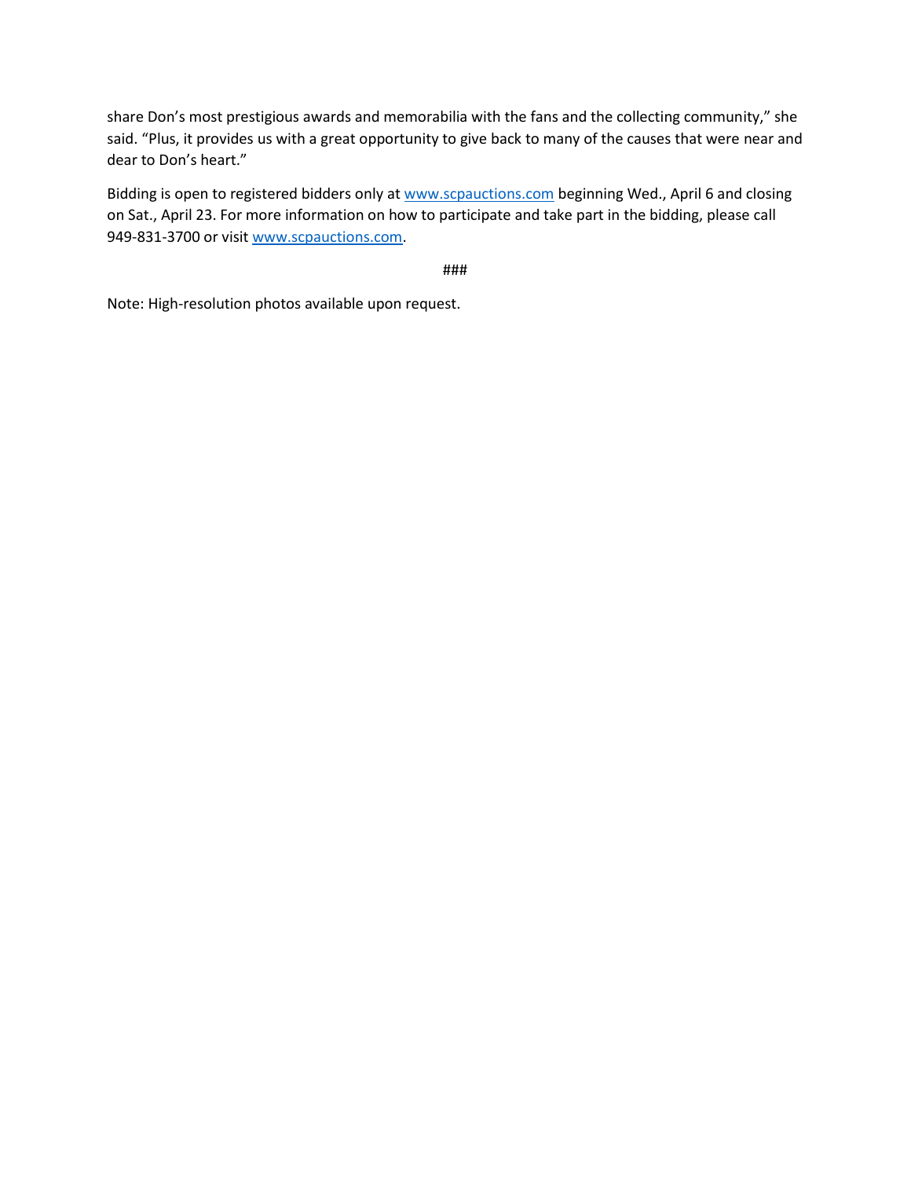share Don's most prestigious awards and memorabilia with the fans and the collecting community," she said. "Plus, it provides us with a great opportunity to give back to many of the causes that were near and dear to Don's heart."

Bidding is open to registered bidders only at [www.scpauctions.com](http://www.scpauctions.com) beginning Wed., April 6 and closing on Sat., April 23. For more information on how to participate and take part in the bidding, please call 949-831-3700 or visit [www.scpauctions.com](http://www.scpauctions.com).

###

Note: High-resolution photos available upon request.